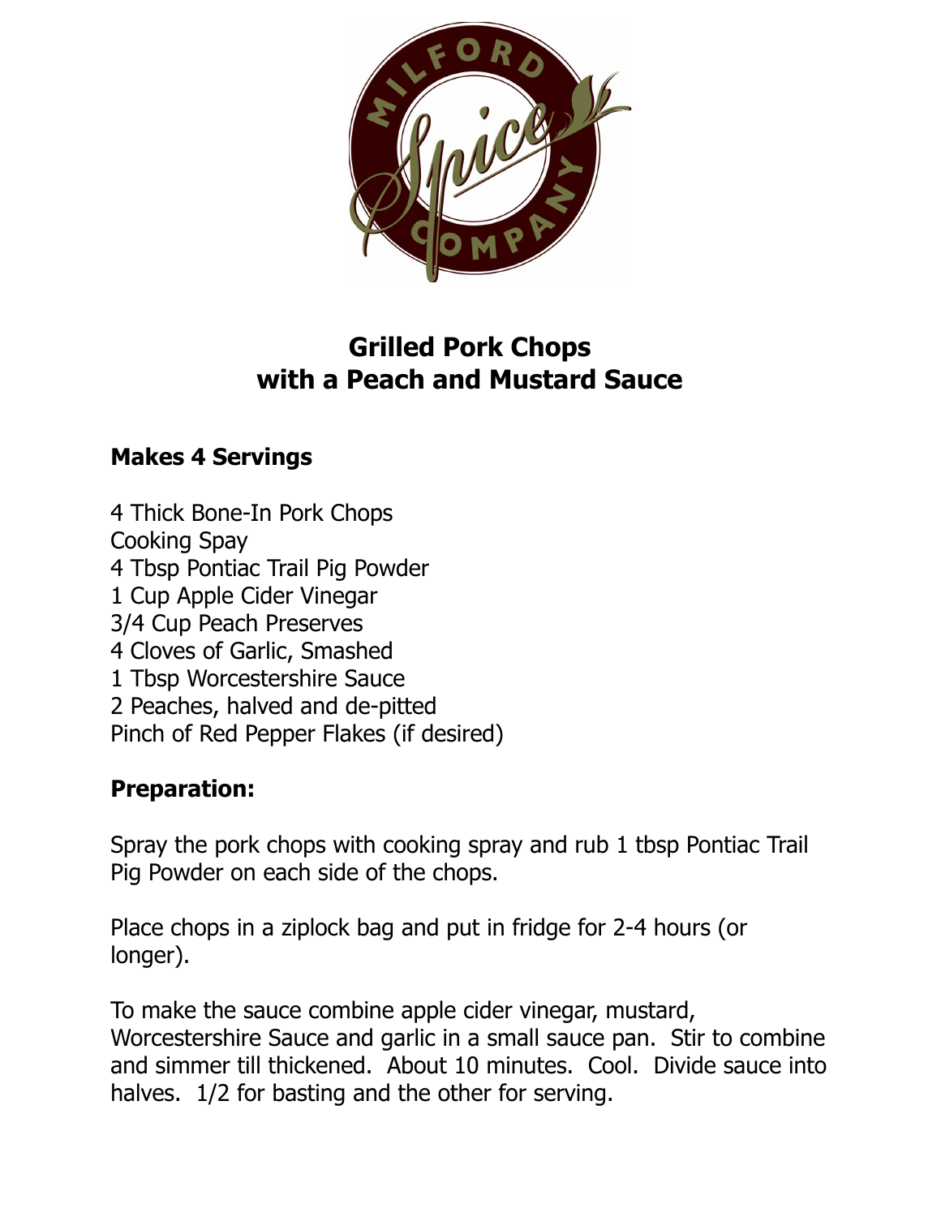# Grilled Pork Chops
# with a Peach and Mustard Sauce

**Makes 4 Servings**

4 Thick Bone-In Pork Chops
Cooking Spay
4 Tbsp Pontiac Trail Pig Powder
1 Cup Apple Cider Vinegar
3/4 Cup Peach Preserves
4 Cloves of Garlic, Smashed
1 Tbsp Worcestershire Sauce
2 Peaches, halved and de-pitted
Pinch of Red Pepper Flakes (if desired)

**Preparation:**

Spray the pork chops with cooking spay and rub 1 tbsp Pontiac Trail Pig Powder on each side of the chops.

Place chops in a ziplock bag and put in fridge for 2-4 hours (or longer).

To make the sauce combine apple cider vinegar, mustard, Worcestershire Sauce and garlic in a small sauce pan. Stir to combine and simmer till thickened. About 10 minutes. Cool. Divide sauce into halves. 1/2 for basting and the other for serving.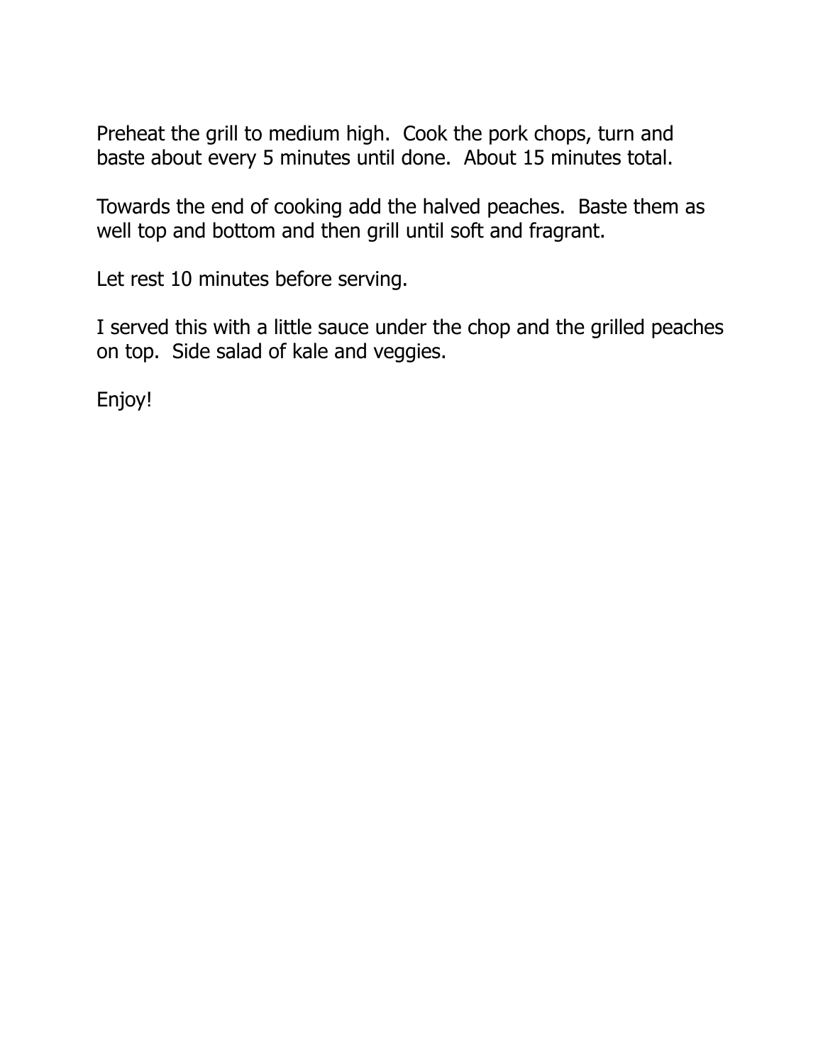Preheat the grill to medium high.  Cook the pork chops, turn and baste about every 5 minutes until done.  About 15 minutes total.

Towards the end of cooking add the halved peaches.  Baste them as well top and bottom and then grill until soft and fragrant.

Let rest 10 minutes before serving.

I served this with a little sauce under the chop and the grilled peaches on top.  Side salad of kale and veggies.

Enjoy!